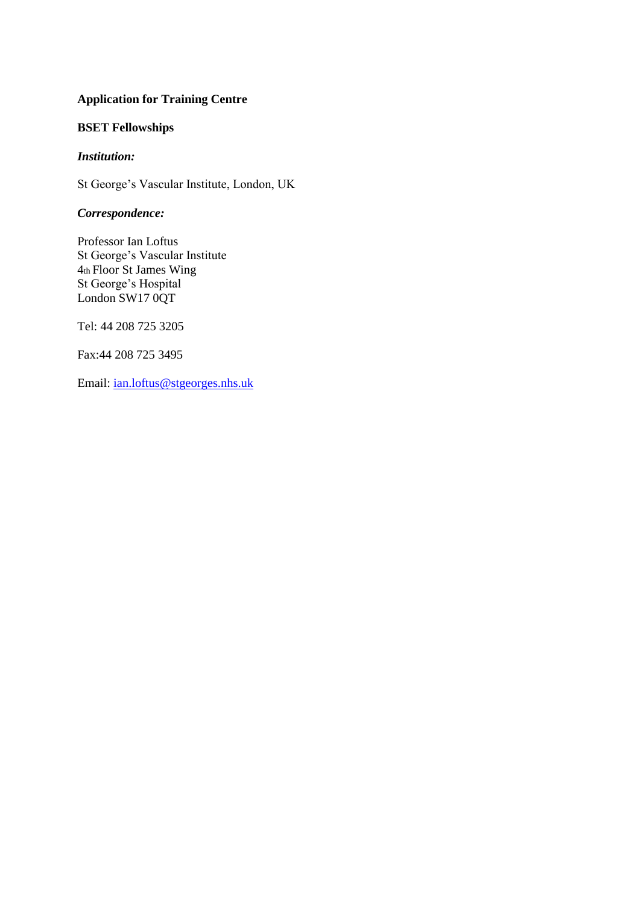**Application for Training Centre**

**BSET Fellowships**

***Institution:***

St George's Vascular Institute, London, UK

***Correspondence:***

Professor Ian Loftus
St George's Vascular Institute
4th Floor St James Wing
St George's Hospital
London SW17 0QT

Tel: 44 208 725 3205

Fax:44 208 725 3495

Email: ian.loftus@stgeorges.nhs.uk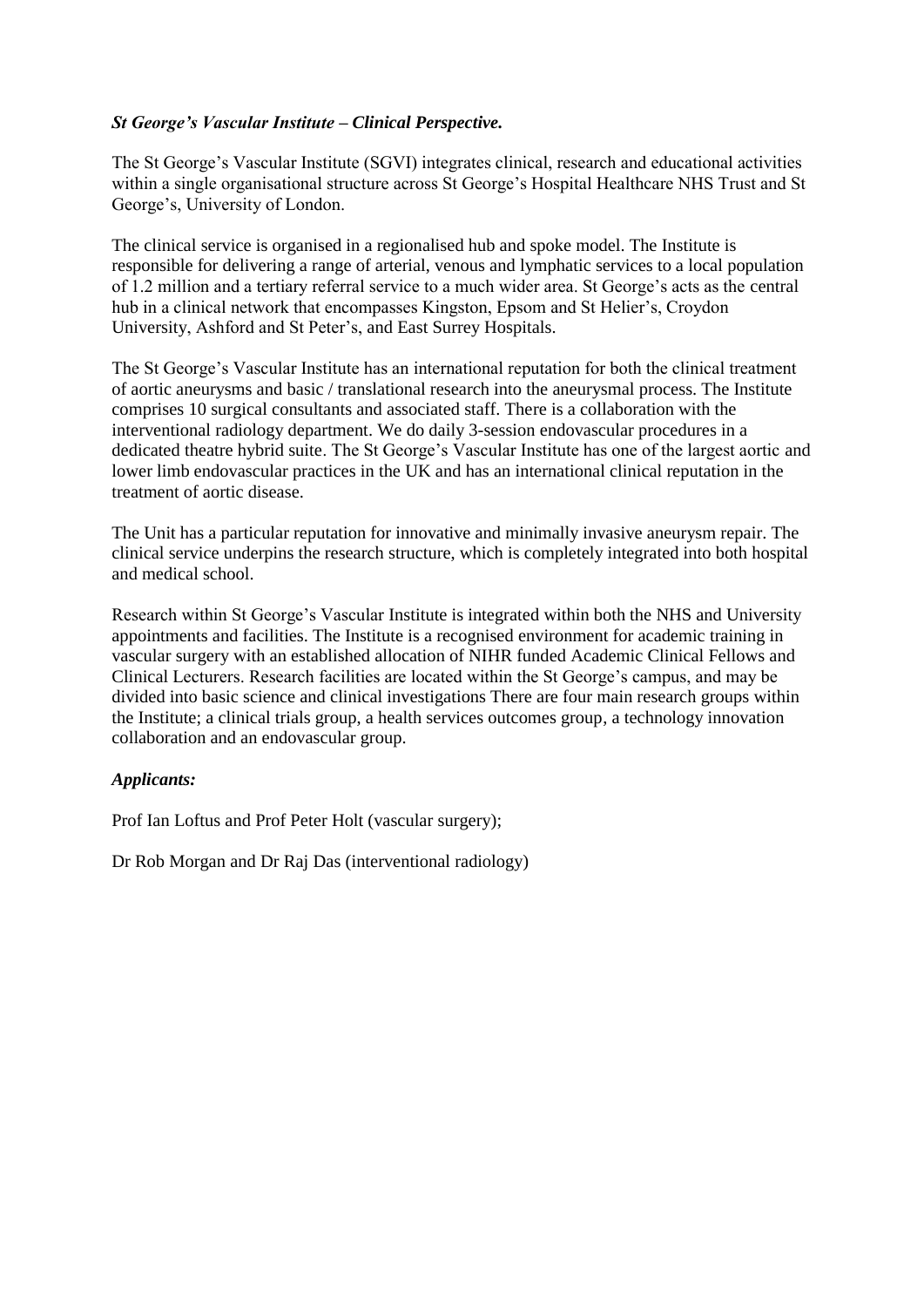***St George's Vascular Institute – Clinical Perspective.***

The St George's Vascular Institute (SGVI) integrates clinical, research and educational activities within a single organisational structure across St George's Hospital Healthcare NHS Trust and St George's, University of London.

The clinical service is organised in a regionalised hub and spoke model. The Institute is responsible for delivering a range of arterial, venous and lymphatic services to a local population of 1.2 million and a tertiary referral service to a much wider area. St George's acts as the central hub in a clinical network that encompasses Kingston, Epsom and St Helier's, Croydon University, Ashford and St Peter's, and East Surrey Hospitals.

The St George's Vascular Institute has an international reputation for both the clinical treatment of aortic aneurysms and basic / translational research into the aneurysmal process. The Institute comprises 10 surgical consultants and associated staff. There is a collaboration with the interventional radiology department. We do daily 3-session endovascular procedures in a dedicated theatre hybrid suite. The St George's Vascular Institute has one of the largest aortic and lower limb endovascular practices in the UK and has an international clinical reputation in the treatment of aortic disease.

The Unit has a particular reputation for innovative and minimally invasive aneurysm repair. The clinical service underpins the research structure, which is completely integrated into both hospital and medical school.

Research within St George's Vascular Institute is integrated within both the NHS and University appointments and facilities. The Institute is a recognised environment for academic training in vascular surgery with an established allocation of NIHR funded Academic Clinical Fellows and Clinical Lecturers. Research facilities are located within the St George's campus, and may be divided into basic science and clinical investigations There are four main research groups within the Institute; a clinical trials group, a health services outcomes group, a technology innovation collaboration and an endovascular group.

***Applicants:***

Prof Ian Loftus and Prof Peter Holt (vascular surgery);

Dr Rob Morgan and Dr Raj Das (interventional radiology)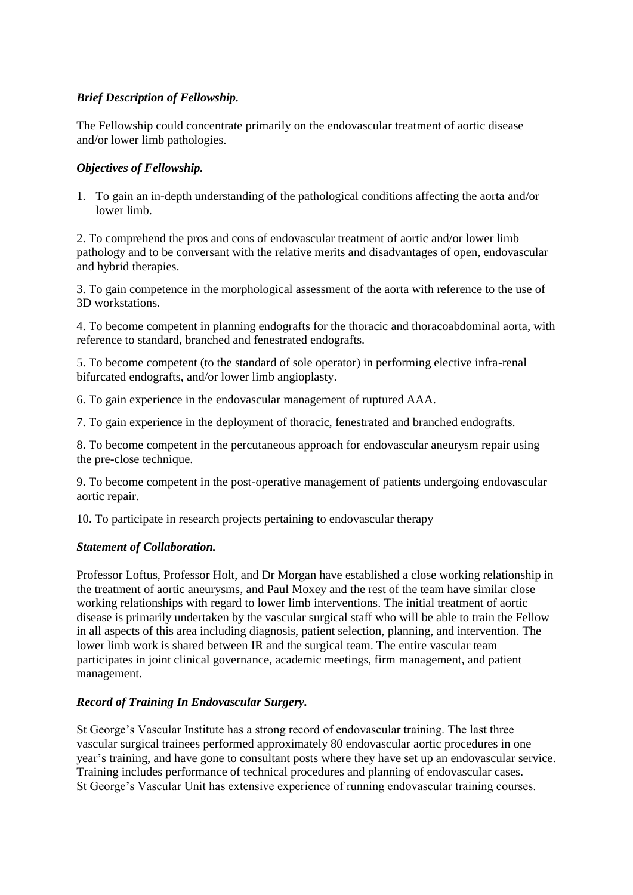### *Brief Description of Fellowship.*

The Fellowship could concentrate primarily on the endovascular treatment of aortic disease and/or lower limb pathologies.

### *Objectives of Fellowship.*

1. To gain an in-depth understanding of the pathological conditions affecting the aorta and/or lower limb.

2. To comprehend the pros and cons of endovascular treatment of aortic and/or lower limb pathology and to be conversant with the relative merits and disadvantages of open, endovascular and hybrid therapies.

3. To gain competence in the morphological assessment of the aorta with reference to the use of 3D workstations.

4. To become competent in planning endografts for the thoracic and thoracoabdominal aorta, with reference to standard, branched and fenestrated endografts.

5. To become competent (to the standard of sole operator) in performing elective infra-renal bifurcated endografts, and/or lower limb angioplasty.

6. To gain experience in the endovascular management of ruptured AAA.

7. To gain experience in the deployment of thoracic, fenestrated and branched endografts.

8. To become competent in the percutaneous approach for endovascular aneurysm repair using the pre-close technique.

9. To become competent in the post-operative management of patients undergoing endovascular aortic repair.

10. To participate in research projects pertaining to endovascular therapy

### *Statement of Collaboration.*

Professor Loftus, Professor Holt, and Dr Morgan have established a close working relationship in the treatment of aortic aneurysms, and Paul Moxey and the rest of the team have similar close working relationships with regard to lower limb interventions. The initial treatment of aortic disease is primarily undertaken by the vascular surgical staff who will be able to train the Fellow in all aspects of this area including diagnosis, patient selection, planning, and intervention. The lower limb work is shared between IR and the surgical team. The entire vascular team participates in joint clinical governance, academic meetings, firm management, and patient management.

### *Record of Training In Endovascular Surgery.*

St George's Vascular Institute has a strong record of endovascular training. The last three vascular surgical trainees performed approximately 80 endovascular aortic procedures in one year's training, and have gone to consultant posts where they have set up an endovascular service. Training includes performance of technical procedures and planning of endovascular cases.
St George's Vascular Unit has extensive experience of running endovascular training courses.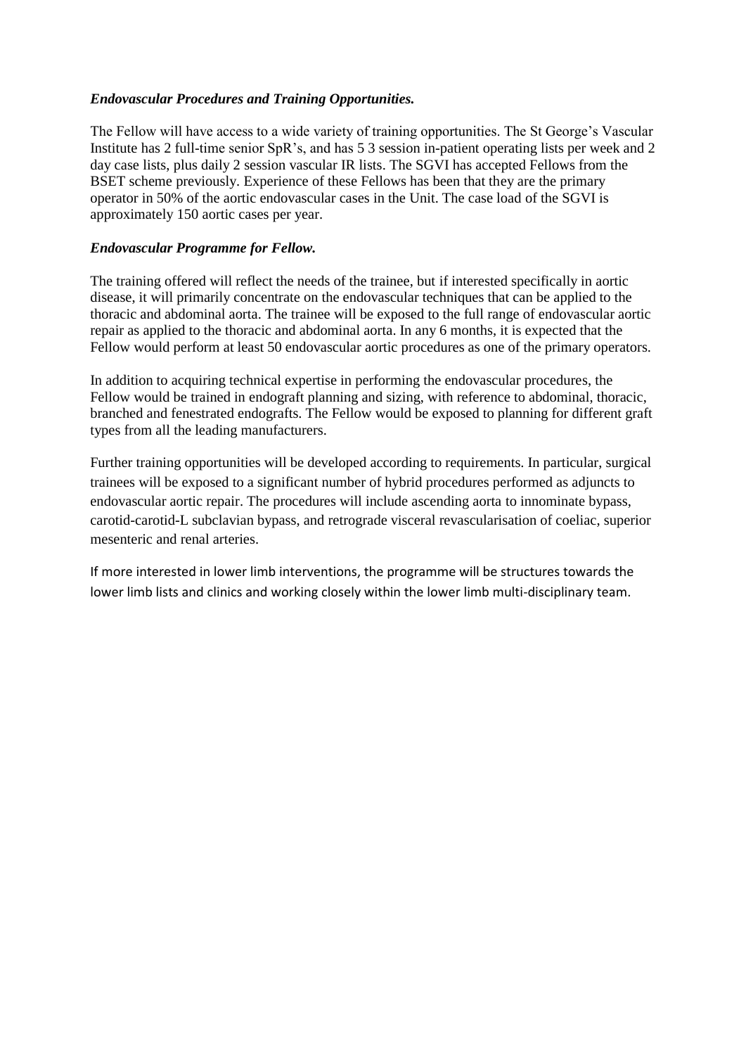***Endovascular Procedures and Training Opportunities.***

The Fellow will have access to a wide variety of training opportunities. The St George's Vascular Institute has 2 full-time senior SpR's, and has 5 3 session in-patient operating lists per week and 2 day case lists, plus daily 2 session vascular IR lists. The SGVI has accepted Fellows from the BSET scheme previously. Experience of these Fellows has been that they are the primary operator in 50% of the aortic endovascular cases in the Unit. The case load of the SGVI is approximately 150 aortic cases per year.

***Endovascular Programme for Fellow.***

The training offered will reflect the needs of the trainee, but if interested specifically in aortic disease, it will primarily concentrate on the endovascular techniques that can be applied to the thoracic and abdominal aorta. The trainee will be exposed to the full range of endovascular aortic repair as applied to the thoracic and abdominal aorta. In any 6 months, it is expected that the Fellow would perform at least 50 endovascular aortic procedures as one of the primary operators.

In addition to acquiring technical expertise in performing the endovascular procedures, the Fellow would be trained in endograft planning and sizing, with reference to abdominal, thoracic, branched and fenestrated endografts. The Fellow would be exposed to planning for different graft types from all the leading manufacturers.

Further training opportunities will be developed according to requirements. In particular, surgical trainees will be exposed to a significant number of hybrid procedures performed as adjuncts to endovascular aortic repair. The procedures will include ascending aorta to innominate bypass, carotid-carotid-L subclavian bypass, and retrograde visceral revascularisation of coeliac, superior mesenteric and renal arteries.

If more interested in lower limb interventions, the programme will be structures towards the lower limb lists and clinics and working closely within the lower limb multi-disciplinary team.